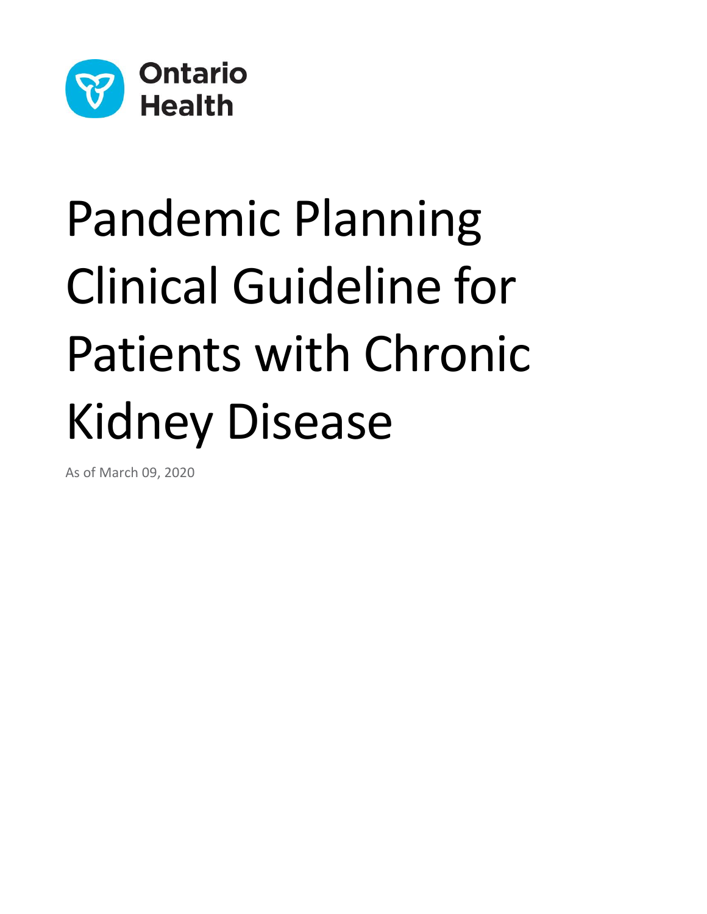Ontario Health

# Pandemic Planning Clinical Guideline for Patients with Chronic Kidney Disease

As of March 09, 2020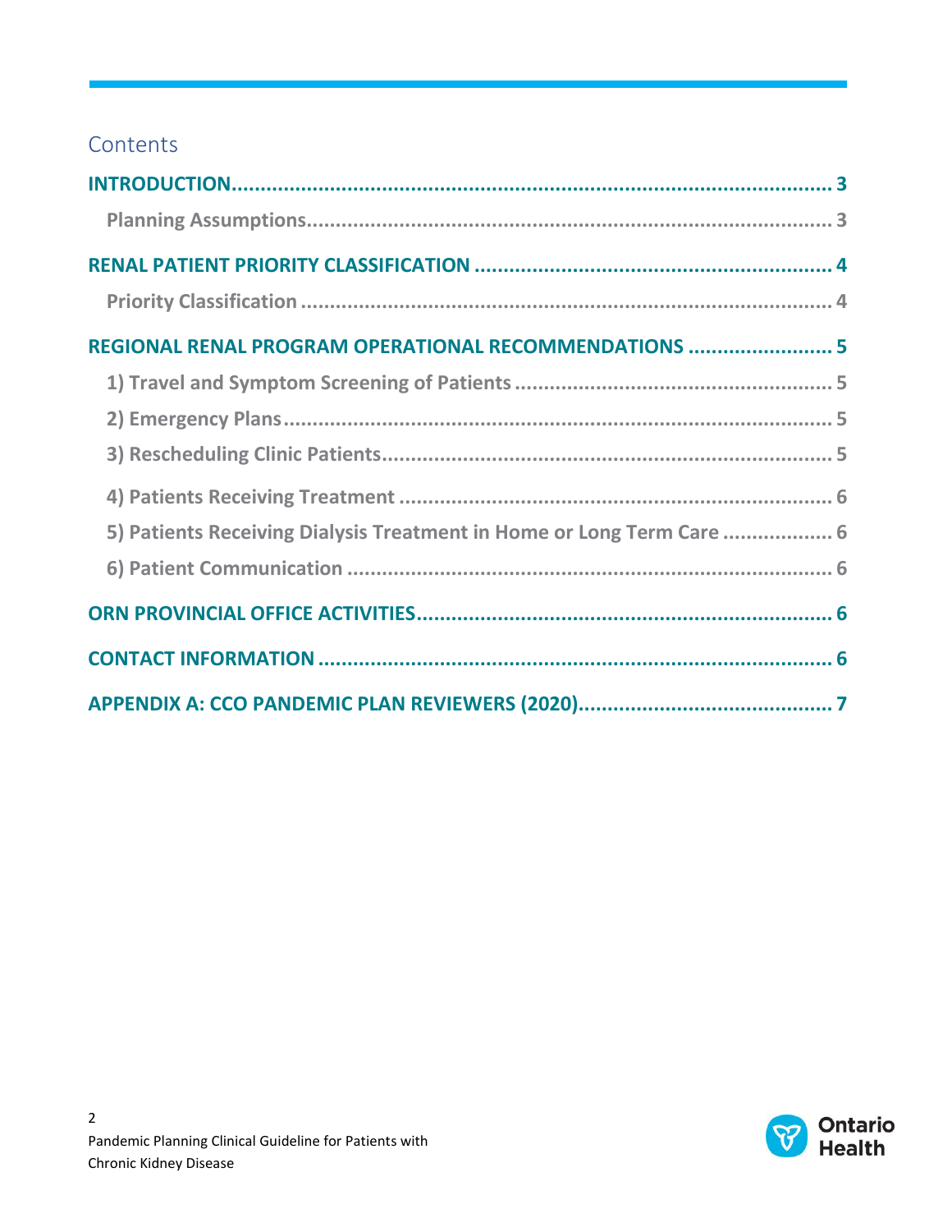## Contents

**INTRODUCTION** ..... 3

- Planning Assumptions ..... 3

**RENAL PATIENT PRIORITY CLASSIFICATION** ..... 4

- Priority Classification ..... 4

**REGIONAL RENAL PROGRAM OPERATIONAL RECOMMENDATIONS** ..... 5

- 1) Travel and Symptom Screening of Patients ..... 5
- 2) Emergency Plans ..... 5
- 3) Rescheduling Clinic Patients ..... 5
- 4) Patients Receiving Treatment ..... 6
- 5) Patients Receiving Dialysis Treatment in Home or Long Term Care ..... 6
- 6) Patient Communication ..... 6

**ORN PROVINCIAL OFFICE ACTIVITIES** ..... 6

**CONTACT INFORMATION** ..... 6

**APPENDIX A: CCO PANDEMIC PLAN REVIEWERS (2020)** ..... 7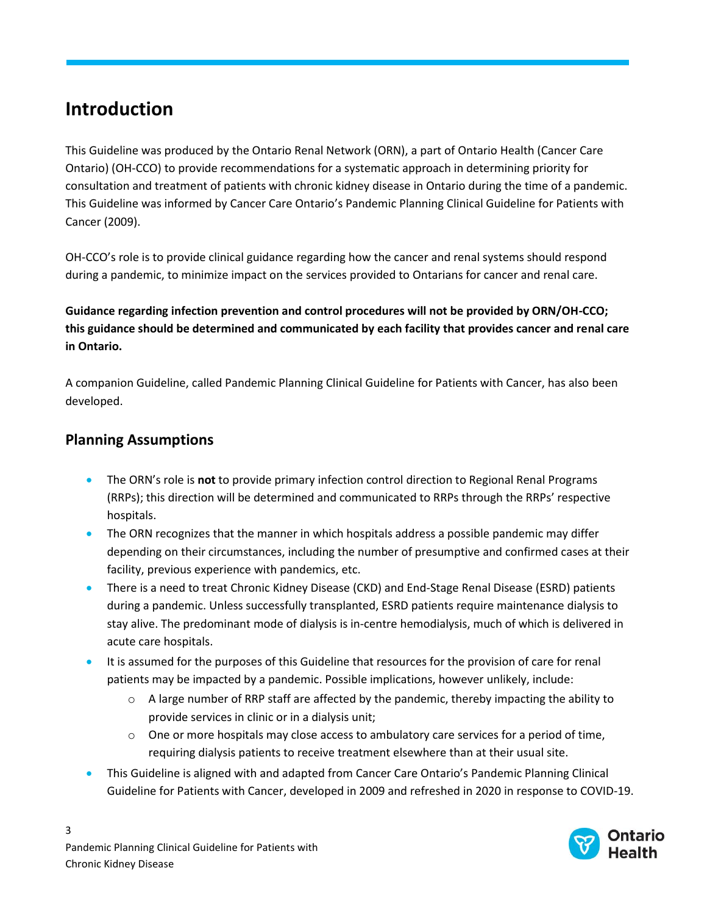# Introduction

This Guideline was produced by the Ontario Renal Network (ORN), a part of Ontario Health (Cancer Care Ontario) (OH-CCO) to provide recommendations for a systematic approach in determining priority for consultation and treatment of patients with chronic kidney disease in Ontario during the time of a pandemic. This Guideline was informed by Cancer Care Ontario's Pandemic Planning Clinical Guideline for Patients with Cancer (2009).

OH-CCO's role is to provide clinical guidance regarding how the cancer and renal systems should respond during a pandemic, to minimize impact on the services provided to Ontarians for cancer and renal care.

**Guidance regarding infection prevention and control procedures will not be provided by ORN/OH-CCO; this guidance should be determined and communicated by each facility that provides cancer and renal care in Ontario.**

A companion Guideline, called Pandemic Planning Clinical Guideline for Patients with Cancer, has also been developed.

## Planning Assumptions

- The ORN's role is **not** to provide primary infection control direction to Regional Renal Programs (RRPs); this direction will be determined and communicated to RRPs through the RRPs' respective hospitals.
- The ORN recognizes that the manner in which hospitals address a possible pandemic may differ depending on their circumstances, including the number of presumptive and confirmed cases at their facility, previous experience with pandemics, etc.
- There is a need to treat Chronic Kidney Disease (CKD) and End-Stage Renal Disease (ESRD) patients during a pandemic. Unless successfully transplanted, ESRD patients require maintenance dialysis to stay alive. The predominant mode of dialysis is in-centre hemodialysis, much of which is delivered in acute care hospitals.
- It is assumed for the purposes of this Guideline that resources for the provision of care for renal patients may be impacted by a pandemic. Possible implications, however unlikely, include:
  - A large number of RRP staff are affected by the pandemic, thereby impacting the ability to provide services in clinic or in a dialysis unit;
  - One or more hospitals may close access to ambulatory care services for a period of time, requiring dialysis patients to receive treatment elsewhere than at their usual site.
- This Guideline is aligned with and adapted from Cancer Care Ontario's Pandemic Planning Clinical Guideline for Patients with Cancer, developed in 2009 and refreshed in 2020 in response to COVID-19.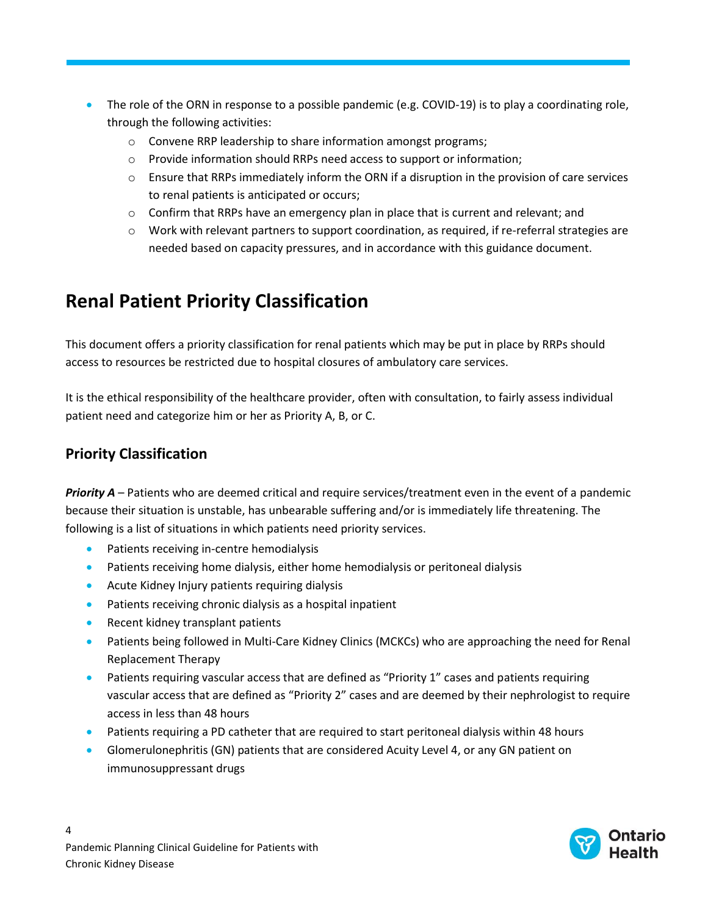- The role of the ORN in response to a possible pandemic (e.g. COVID-19) is to play a coordinating role, through the following activities:
  - Convene RRP leadership to share information amongst programs;
  - Provide information should RRPs need access to support or information;
  - Ensure that RRPs immediately inform the ORN if a disruption in the provision of care services to renal patients is anticipated or occurs;
  - Confirm that RRPs have an emergency plan in place that is current and relevant; and
  - Work with relevant partners to support coordination, as required, if re-referral strategies are needed based on capacity pressures, and in accordance with this guidance document.

# Renal Patient Priority Classification

This document offers a priority classification for renal patients which may be put in place by RRPs should access to resources be restricted due to hospital closures of ambulatory care services.

It is the ethical responsibility of the healthcare provider, often with consultation, to fairly assess individual patient need and categorize him or her as Priority A, B, or C.

## Priority Classification

***Priority A*** – Patients who are deemed critical and require services/treatment even in the event of a pandemic because their situation is unstable, has unbearable suffering and/or is immediately life threatening. The following is a list of situations in which patients need priority services.

- Patients receiving in-centre hemodialysis
- Patients receiving home dialysis, either home hemodialysis or peritoneal dialysis
- Acute Kidney Injury patients requiring dialysis
- Patients receiving chronic dialysis as a hospital inpatient
- Recent kidney transplant patients
- Patients being followed in Multi-Care Kidney Clinics (MCKCs) who are approaching the need for Renal Replacement Therapy
- Patients requiring vascular access that are defined as "Priority 1" cases and patients requiring vascular access that are defined as "Priority 2" cases and are deemed by their nephrologist to require access in less than 48 hours
- Patients requiring a PD catheter that are required to start peritoneal dialysis within 48 hours
- Glomerulonephritis (GN) patients that are considered Acuity Level 4, or any GN patient on immunosuppressant drugs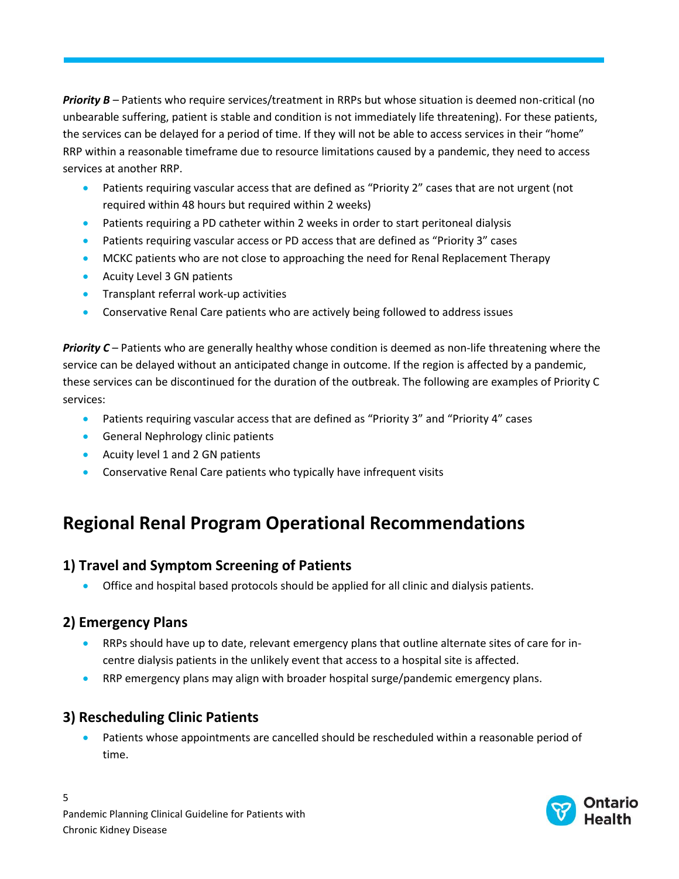***Priority B*** – Patients who require services/treatment in RRPs but whose situation is deemed non-critical (no unbearable suffering, patient is stable and condition is not immediately life threatening). For these patients, the services can be delayed for a period of time. If they will not be able to access services in their "home" RRP within a reasonable timeframe due to resource limitations caused by a pandemic, they need to access services at another RRP.

- Patients requiring vascular access that are defined as "Priority 2" cases that are not urgent (not required within 48 hours but required within 2 weeks)
- Patients requiring a PD catheter within 2 weeks in order to start peritoneal dialysis
- Patients requiring vascular access or PD access that are defined as "Priority 3" cases
- MCKC patients who are not close to approaching the need for Renal Replacement Therapy
- Acuity Level 3 GN patients
- Transplant referral work-up activities
- Conservative Renal Care patients who are actively being followed to address issues

***Priority C*** – Patients who are generally healthy whose condition is deemed as non-life threatening where the service can be delayed without an anticipated change in outcome. If the region is affected by a pandemic, these services can be discontinued for the duration of the outbreak. The following are examples of Priority C services:

- Patients requiring vascular access that are defined as "Priority 3" and "Priority 4" cases
- General Nephrology clinic patients
- Acuity level 1 and 2 GN patients
- Conservative Renal Care patients who typically have infrequent visits

# Regional Renal Program Operational Recommendations

## 1) Travel and Symptom Screening of Patients

- Office and hospital based protocols should be applied for all clinic and dialysis patients.

## 2) Emergency Plans

- RRPs should have up to date, relevant emergency plans that outline alternate sites of care for in-centre dialysis patients in the unlikely event that access to a hospital site is affected.
- RRP emergency plans may align with broader hospital surge/pandemic emergency plans.

## 3) Rescheduling Clinic Patients

- Patients whose appointments are cancelled should be rescheduled within a reasonable period of time.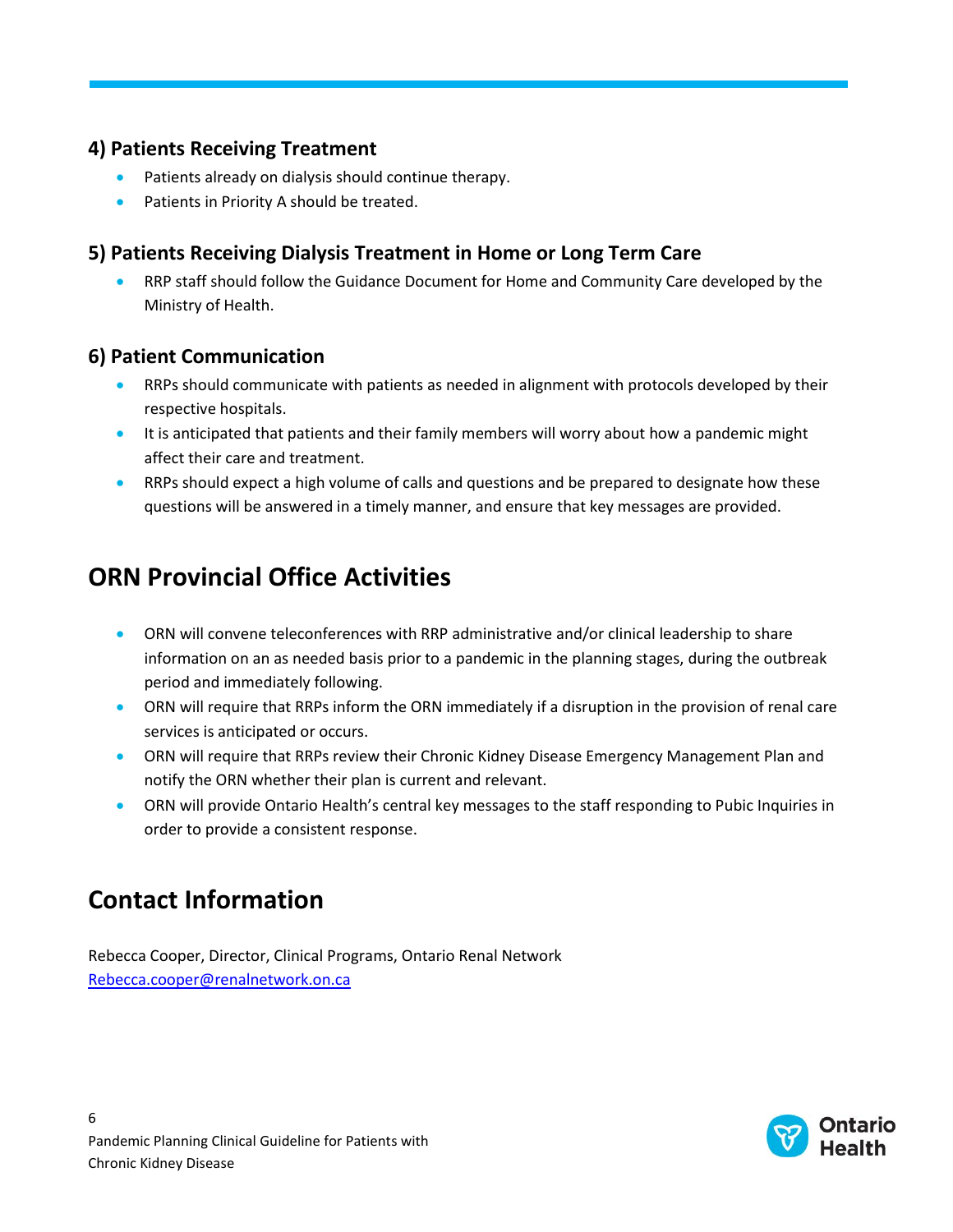### 4) Patients Receiving Treatment

- Patients already on dialysis should continue therapy.
- Patients in Priority A should be treated.

### 5) Patients Receiving Dialysis Treatment in Home or Long Term Care

- RRP staff should follow the Guidance Document for Home and Community Care developed by the Ministry of Health.

### 6) Patient Communication

- RRPs should communicate with patients as needed in alignment with protocols developed by their respective hospitals.
- It is anticipated that patients and their family members will worry about how a pandemic might affect their care and treatment.
- RRPs should expect a high volume of calls and questions and be prepared to designate how these questions will be answered in a timely manner, and ensure that key messages are provided.

## ORN Provincial Office Activities

- ORN will convene teleconferences with RRP administrative and/or clinical leadership to share information on an as needed basis prior to a pandemic in the planning stages, during the outbreak period and immediately following.
- ORN will require that RRPs inform the ORN immediately if a disruption in the provision of renal care services is anticipated or occurs.
- ORN will require that RRPs review their Chronic Kidney Disease Emergency Management Plan and notify the ORN whether their plan is current and relevant.
- ORN will provide Ontario Health's central key messages to the staff responding to Pubic Inquiries in order to provide a consistent response.

## Contact Information

Rebecca Cooper, Director, Clinical Programs, Ontario Renal Network
Rebecca.cooper@renalnetwork.on.ca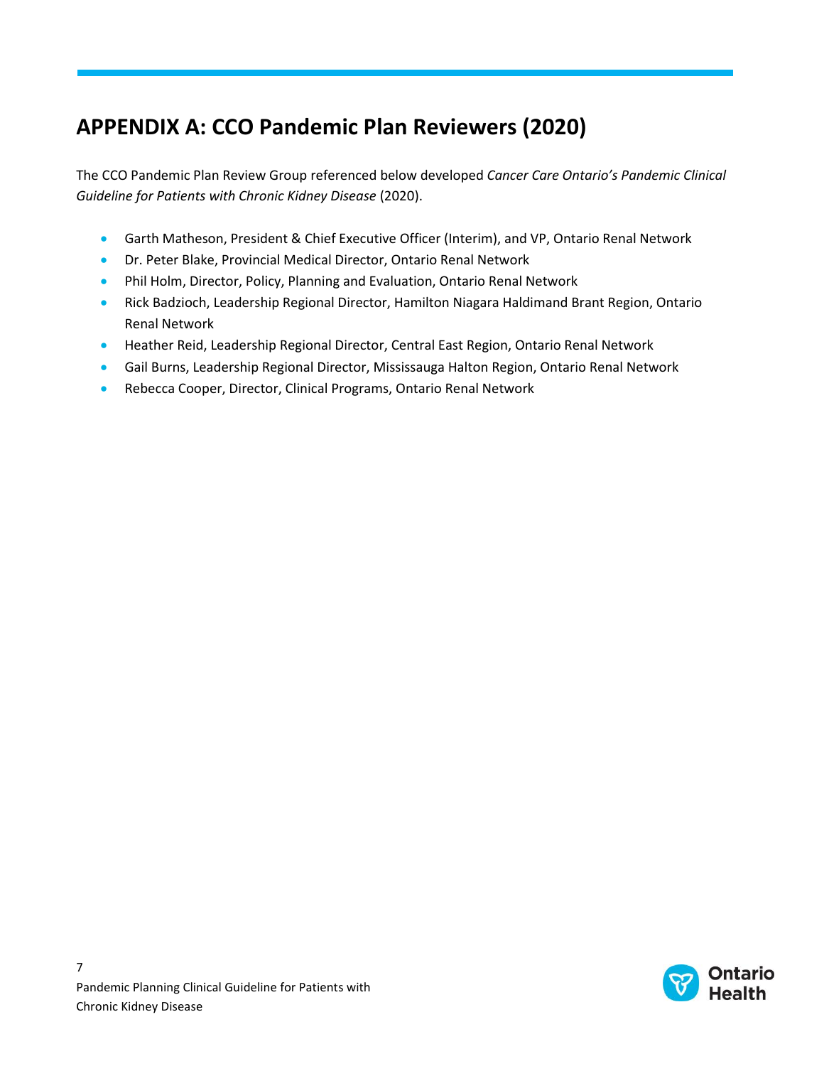# APPENDIX A: CCO Pandemic Plan Reviewers (2020)

The CCO Pandemic Plan Review Group referenced below developed *Cancer Care Ontario's Pandemic Clinical Guideline for Patients with Chronic Kidney Disease* (2020).

- Garth Matheson, President & Chief Executive Officer (Interim), and VP, Ontario Renal Network
- Dr. Peter Blake, Provincial Medical Director, Ontario Renal Network
- Phil Holm, Director, Policy, Planning and Evaluation, Ontario Renal Network
- Rick Badzioch, Leadership Regional Director, Hamilton Niagara Haldimand Brant Region, Ontario Renal Network
- Heather Reid, Leadership Regional Director, Central East Region, Ontario Renal Network
- Gail Burns, Leadership Regional Director, Mississauga Halton Region, Ontario Renal Network
- Rebecca Cooper, Director, Clinical Programs, Ontario Renal Network